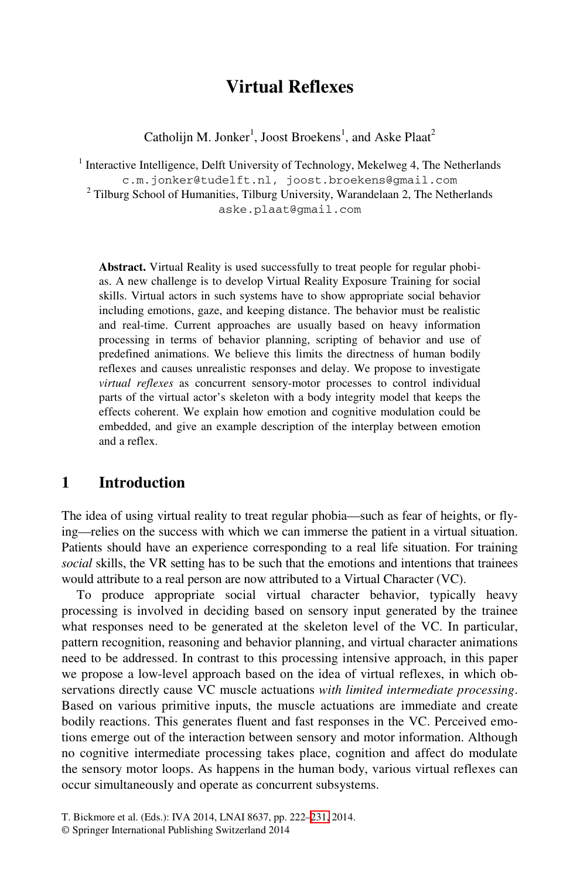# Virtual Reflexes

Catholijn M. Jonker[1], Joost Broekens[1], and Aske Plaat[2]

[1] Interactive Intelligence, Delft University of Technology, Mekelweg 4, The Netherlands
c.m.jonker@tudelft.nl, joost.broekens@gmail.com
[2] Tilburg School of Humanities, Tilburg University, Warandelaan 2, The Netherlands
aske.plaat@gmail.com

**Abstract.** Virtual Reality is used successfully to treat people for regular phobias. A new challenge is to develop Virtual Reality Exposure Training for social skills. Virtual actors in such systems have to show appropriate social behavior including emotions, gaze, and keeping distance. The behavior must be realistic and real-time. Current approaches are usually based on heavy information processing in terms of behavior planning, scripting of behavior and use of predefined animations. We believe this limits the directness of human bodily reflexes and causes unrealistic responses and delay. We propose to investigate *virtual reflexes* as concurrent sensory-motor processes to control individual parts of the virtual actor's skeleton with a body integrity model that keeps the effects coherent. We explain how emotion and cognitive modulation could be embedded, and give an example description of the interplay between emotion and a reflex.

## 1 Introduction

The idea of using virtual reality to treat regular phobia—such as fear of heights, or flying—relies on the success with which we can immerse the patient in a virtual situation. Patients should have an experience corresponding to a real life situation. For training *social* skills, the VR setting has to be such that the emotions and intentions that trainees would attribute to a real person are now attributed to a Virtual Character (VC).

To produce appropriate social virtual character behavior, typically heavy processing is involved in deciding based on sensory input generated by the trainee what responses need to be generated at the skeleton level of the VC. In particular, pattern recognition, reasoning and behavior planning, and virtual character animations need to be addressed. In contrast to this processing intensive approach, in this paper we propose a low-level approach based on the idea of virtual reflexes, in which observations directly cause VC muscle actuations *with limited intermediate processing*. Based on various primitive inputs, the muscle actuations are immediate and create bodily reactions. This generates fluent and fast responses in the VC. Perceived emotions emerge out of the interaction between sensory and motor information. Although no cognitive intermediate processing takes place, cognition and affect do modulate the sensory motor loops. As happens in the human body, various virtual reflexes can occur simultaneously and operate as concurrent subsystems.

T. Bickmore et al. (Eds.): IVA 2014, LNAI 8637, pp. 222–231, 2014.
© Springer International Publishing Switzerland 2014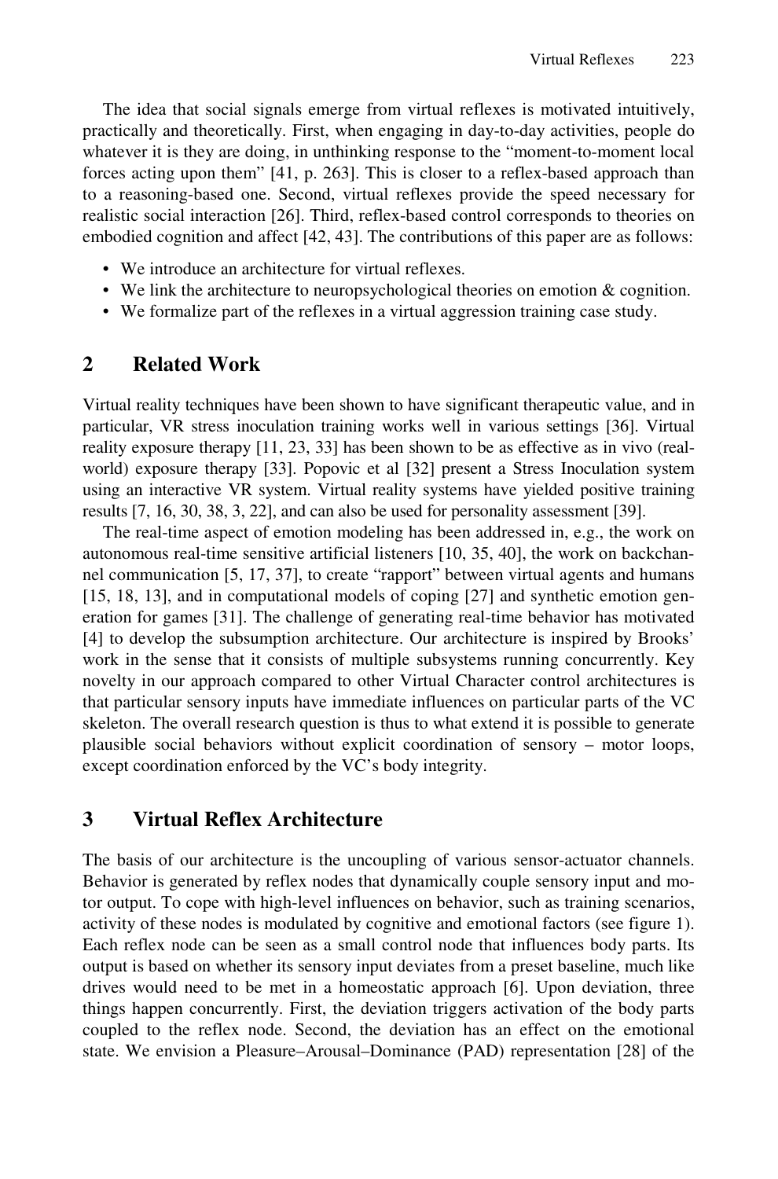The idea that social signals emerge from virtual reflexes is motivated intuitively, practically and theoretically. First, when engaging in day-to-day activities, people do whatever it is they are doing, in unthinking response to the "moment-to-moment local forces acting upon them" [41, p. 263]. This is closer to a reflex-based approach than to a reasoning-based one. Second, virtual reflexes provide the speed necessary for realistic social interaction [26]. Third, reflex-based control corresponds to theories on embodied cognition and affect [42, 43]. The contributions of this paper are as follows:

- We introduce an architecture for virtual reflexes.
- We link the architecture to neuropsychological theories on emotion & cognition.
- We formalize part of the reflexes in a virtual aggression training case study.

## 2 Related Work

Virtual reality techniques have been shown to have significant therapeutic value, and in particular, VR stress inoculation training works well in various settings [36]. Virtual reality exposure therapy [11, 23, 33] has been shown to be as effective as in vivo (real-world) exposure therapy [33]. Popovic et al [32] present a Stress Inoculation system using an interactive VR system. Virtual reality systems have yielded positive training results [7, 16, 30, 38, 3, 22], and can also be used for personality assessment [39].

The real-time aspect of emotion modeling has been addressed in, e.g., the work on autonomous real-time sensitive artificial listeners [10, 35, 40], the work on backchannel communication [5, 17, 37], to create "rapport" between virtual agents and humans [15, 18, 13], and in computational models of coping [27] and synthetic emotion generation for games [31]. The challenge of generating real-time behavior has motivated [4] to develop the subsumption architecture. Our architecture is inspired by Brooks' work in the sense that it consists of multiple subsystems running concurrently. Key novelty in our approach compared to other Virtual Character control architectures is that particular sensory inputs have immediate influences on particular parts of the VC skeleton. The overall research question is thus to what extend it is possible to generate plausible social behaviors without explicit coordination of sensory – motor loops, except coordination enforced by the VC's body integrity.

## 3 Virtual Reflex Architecture

The basis of our architecture is the uncoupling of various sensor-actuator channels. Behavior is generated by reflex nodes that dynamically couple sensory input and motor output. To cope with high-level influences on behavior, such as training scenarios, activity of these nodes is modulated by cognitive and emotional factors (see figure 1). Each reflex node can be seen as a small control node that influences body parts. Its output is based on whether its sensory input deviates from a preset baseline, much like drives would need to be met in a homeostatic approach [6]. Upon deviation, three things happen concurrently. First, the deviation triggers activation of the body parts coupled to the reflex node. Second, the deviation has an effect on the emotional state. We envision a Pleasure–Arousal–Dominance (PAD) representation [28] of the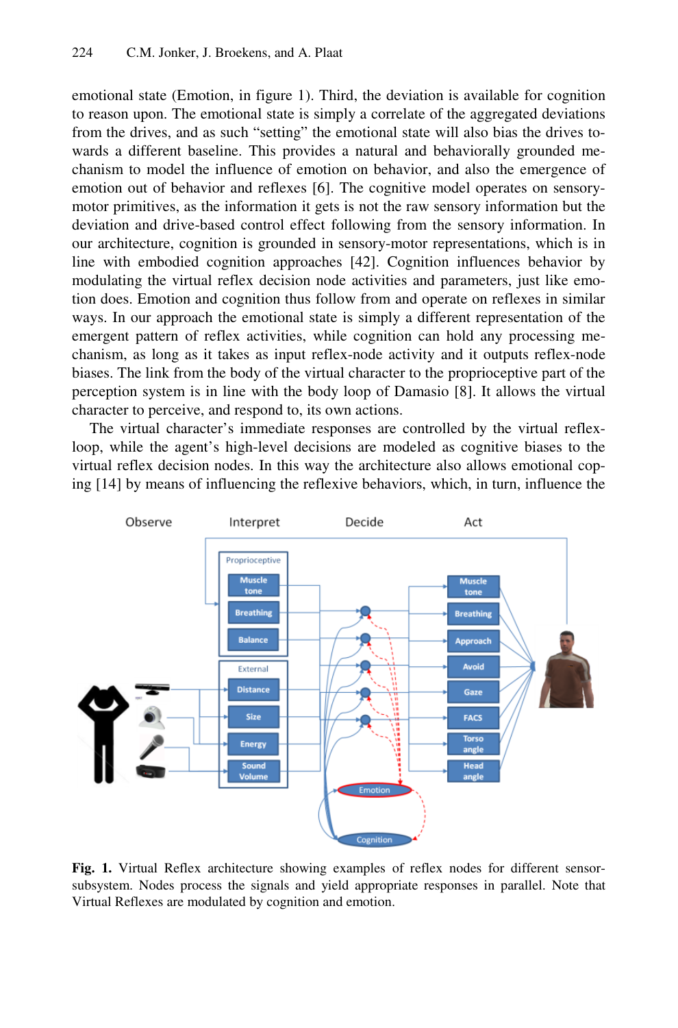emotional state (Emotion, in figure 1). Third, the deviation is available for cognition to reason upon. The emotional state is simply a correlate of the aggregated deviations from the drives, and as such "setting" the emotional state will also bias the drives towards a different baseline. This provides a natural and behaviorally grounded mechanism to model the influence of emotion on behavior, and also the emergence of emotion out of behavior and reflexes [6]. The cognitive model operates on sensory-motor primitives, as the information it gets is not the raw sensory information but the deviation and drive-based control effect following from the sensory information. In our architecture, cognition is grounded in sensory-motor representations, which is in line with embodied cognition approaches [42]. Cognition influences behavior by modulating the virtual reflex decision node activities and parameters, just like emotion does. Emotion and cognition thus follow from and operate on reflexes in similar ways. In our approach the emotional state is simply a different representation of the emergent pattern of reflex activities, while cognition can hold any processing mechanism, as long as it takes as input reflex-node activity and it outputs reflex-node biases. The link from the body of the virtual character to the proprioceptive part of the perception system is in line with the body loop of Damasio [8]. It allows the virtual character to perceive, and respond to, its own actions.

The virtual character's immediate responses are controlled by the virtual reflex-loop, while the agent's high-level decisions are modeled as cognitive biases to the virtual reflex decision nodes. In this way the architecture also allows emotional coping [14] by means of influencing the reflexive behaviors, which, in turn, influence the

**Fig. 1.** Virtual Reflex architecture showing examples of reflex nodes for different sensor-subsystem. Nodes process the signals and yield appropriate responses in parallel. Note that Virtual Reflexes are modulated by cognition and emotion.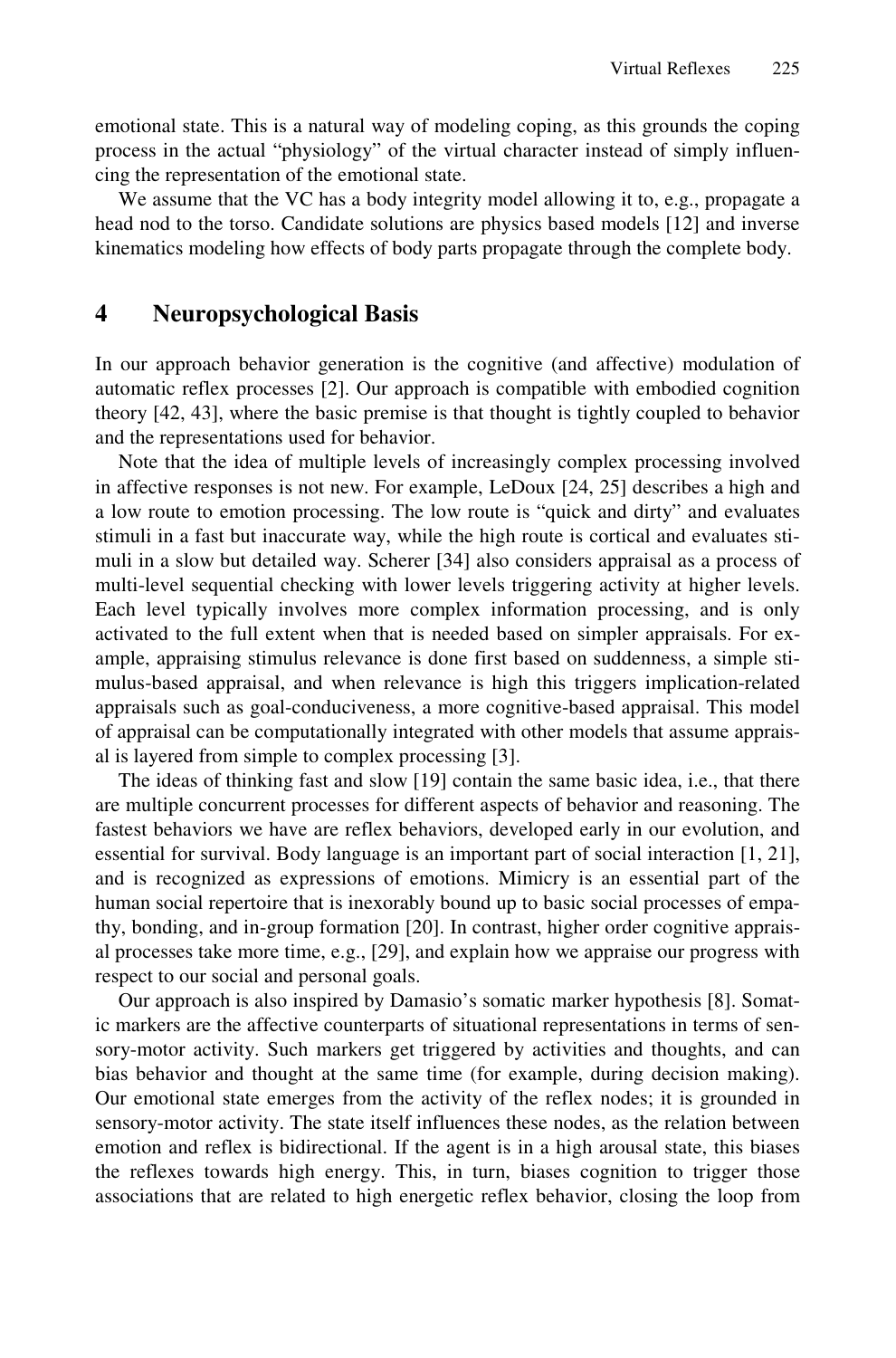emotional state. This is a natural way of modeling coping, as this grounds the coping process in the actual "physiology" of the virtual character instead of simply influencing the representation of the emotional state.

We assume that the VC has a body integrity model allowing it to, e.g., propagate a head nod to the torso. Candidate solutions are physics based models [12] and inverse kinematics modeling how effects of body parts propagate through the complete body.

## 4 Neuropsychological Basis

In our approach behavior generation is the cognitive (and affective) modulation of automatic reflex processes [2]. Our approach is compatible with embodied cognition theory [42, 43], where the basic premise is that thought is tightly coupled to behavior and the representations used for behavior.

Note that the idea of multiple levels of increasingly complex processing involved in affective responses is not new. For example, LeDoux [24, 25] describes a high and a low route to emotion processing. The low route is "quick and dirty" and evaluates stimuli in a fast but inaccurate way, while the high route is cortical and evaluates stimuli in a slow but detailed way. Scherer [34] also considers appraisal as a process of multi-level sequential checking with lower levels triggering activity at higher levels. Each level typically involves more complex information processing, and is only activated to the full extent when that is needed based on simpler appraisals. For example, appraising stimulus relevance is done first based on suddenness, a simple stimulus-based appraisal, and when relevance is high this triggers implication-related appraisals such as goal-conduciveness, a more cognitive-based appraisal. This model of appraisal can be computationally integrated with other models that assume appraisal is layered from simple to complex processing [3].

The ideas of thinking fast and slow [19] contain the same basic idea, i.e., that there are multiple concurrent processes for different aspects of behavior and reasoning. The fastest behaviors we have are reflex behaviors, developed early in our evolution, and essential for survival. Body language is an important part of social interaction [1, 21], and is recognized as expressions of emotions. Mimicry is an essential part of the human social repertoire that is inexorably bound up to basic social processes of empathy, bonding, and in-group formation [20]. In contrast, higher order cognitive appraisal processes take more time, e.g., [29], and explain how we appraise our progress with respect to our social and personal goals.

Our approach is also inspired by Damasio's somatic marker hypothesis [8]. Somatic markers are the affective counterparts of situational representations in terms of sensory-motor activity. Such markers get triggered by activities and thoughts, and can bias behavior and thought at the same time (for example, during decision making). Our emotional state emerges from the activity of the reflex nodes; it is grounded in sensory-motor activity. The state itself influences these nodes, as the relation between emotion and reflex is bidirectional. If the agent is in a high arousal state, this biases the reflexes towards high energy. This, in turn, biases cognition to trigger those associations that are related to high energetic reflex behavior, closing the loop from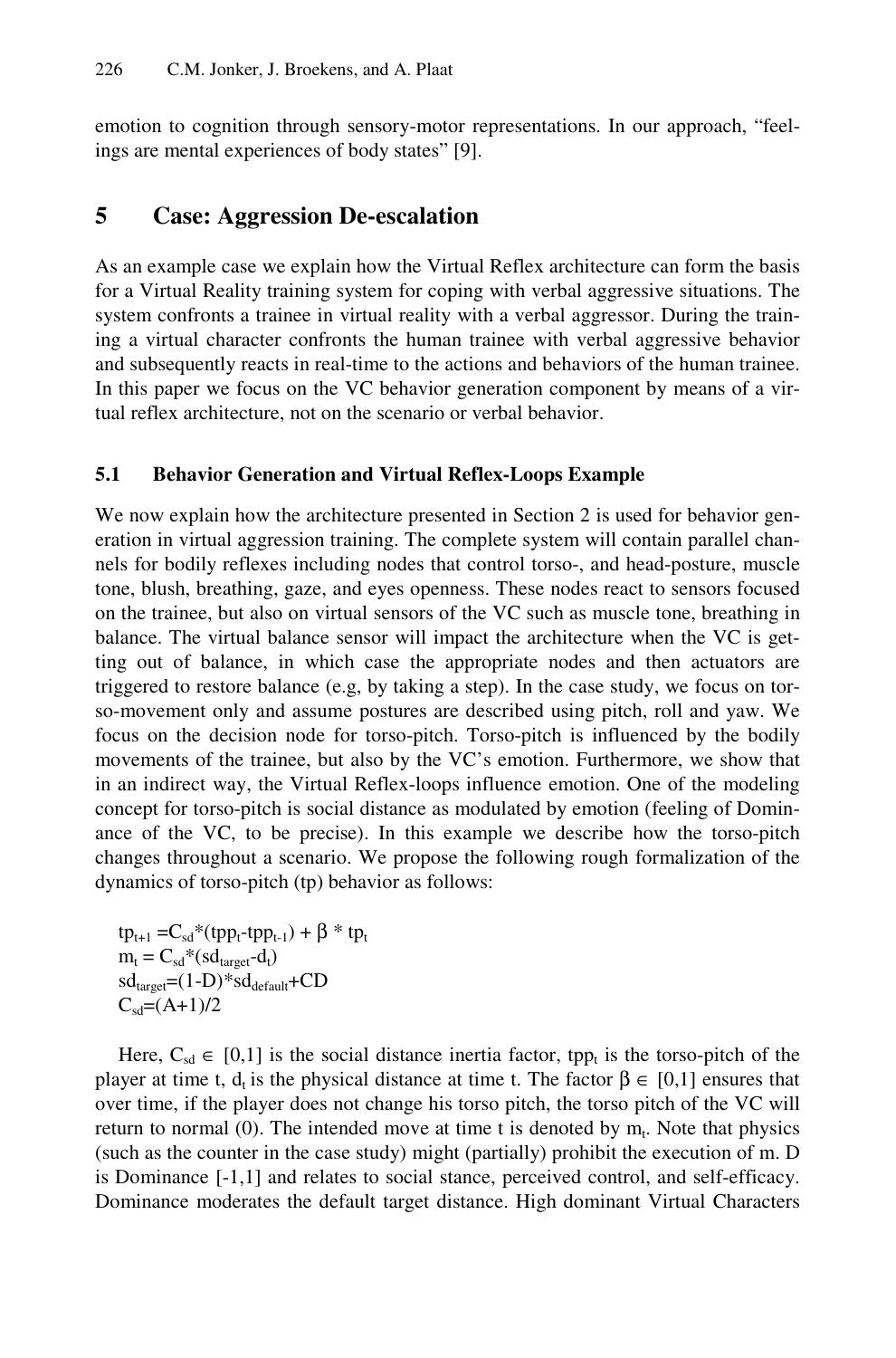emotion to cognition through sensory-motor representations. In our approach, "feelings are mental experiences of body states" [9].

## 5 Case: Aggression De-escalation

As an example case we explain how the Virtual Reflex architecture can form the basis for a Virtual Reality training system for coping with verbal aggressive situations. The system confronts a trainee in virtual reality with a verbal aggressor. During the training a virtual character confronts the human trainee with verbal aggressive behavior and subsequently reacts in real-time to the actions and behaviors of the human trainee. In this paper we focus on the VC behavior generation component by means of a virtual reflex architecture, not on the scenario or verbal behavior.

### 5.1 Behavior Generation and Virtual Reflex-Loops Example

We now explain how the architecture presented in Section 2 is used for behavior generation in virtual aggression training. The complete system will contain parallel channels for bodily reflexes including nodes that control torso-, and head-posture, muscle tone, blush, breathing, gaze, and eyes openness. These nodes react to sensors focused on the trainee, but also on virtual sensors of the VC such as muscle tone, breathing in balance. The virtual balance sensor will impact the architecture when the VC is getting out of balance, in which case the appropriate nodes and then actuators are triggered to restore balance (e.g, by taking a step). In the case study, we focus on torso-movement only and assume postures are described using pitch, roll and yaw. We focus on the decision node for torso-pitch. Torso-pitch is influenced by the bodily movements of the trainee, but also by the VC's emotion. Furthermore, we show that in an indirect way, the Virtual Reflex-loops influence emotion. One of the modeling concept for torso-pitch is social distance as modulated by emotion (feeling of Dominance of the VC, to be precise). In this example we describe how the torso-pitch changes throughout a scenario. We propose the following rough formalization of the dynamics of torso-pitch (tp) behavior as follows:

$$tp_{t+1} = C_{sd}*(tpp_t - tpp_{t-1}) + \beta * tp_t$$
$$m_t = C_{sd}*(sd_{target} - d_t)$$
$$sd_{target} = (1-D)*sd_{default} + CD$$
$$C_{sd} = (A+1)/2$$

Here, $C_{sd} \in [0,1]$ is the social distance inertia factor, $tpp_t$ is the torso-pitch of the player at time t, $d_t$ is the physical distance at time t. The factor $\beta \in [0,1]$ ensures that over time, if the player does not change his torso pitch, the torso pitch of the VC will return to normal (0). The intended move at time t is denoted by $m_t$. Note that physics (such as the counter in the case study) might (partially) prohibit the execution of m. D is Dominance [-1,1] and relates to social stance, perceived control, and self-efficacy. Dominance moderates the default target distance. High dominant Virtual Characters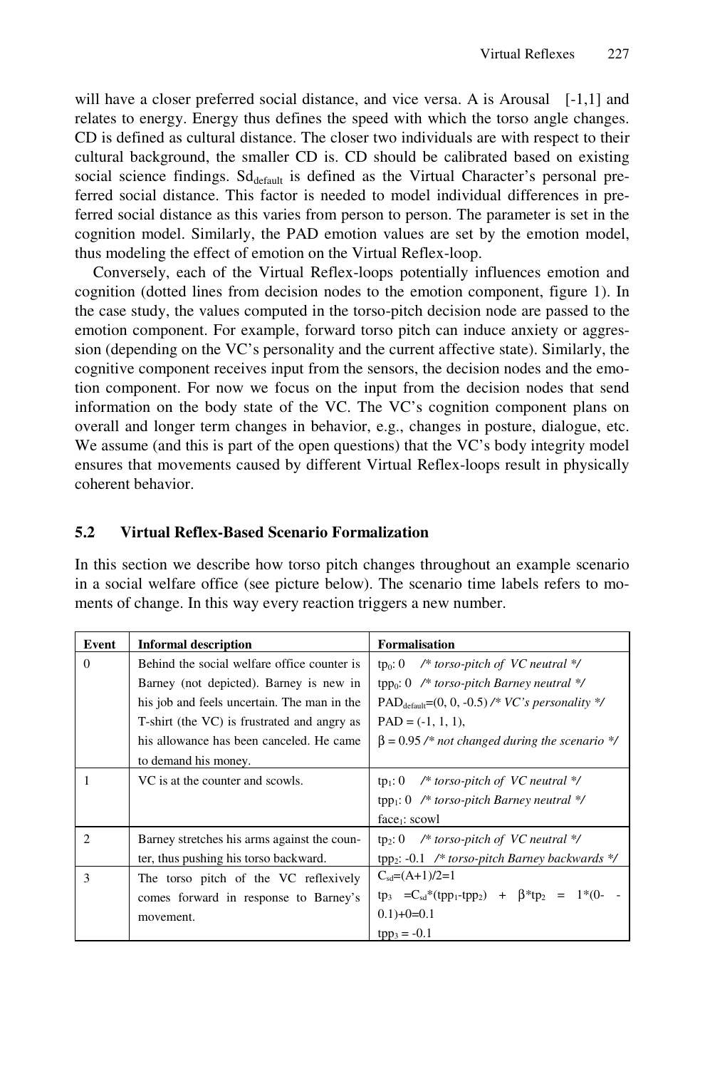will have a closer preferred social distance, and vice versa. A is Arousal [-1,1] and relates to energy. Energy thus defines the speed with which the torso angle changes. CD is defined as cultural distance. The closer two individuals are with respect to their cultural background, the smaller CD is. CD should be calibrated based on existing social science findings. $Sd_{default}$ is defined as the Virtual Character's personal preferred social distance. This factor is needed to model individual differences in preferred social distance as this varies from person to person. The parameter is set in the cognition model. Similarly, the PAD emotion values are set by the emotion model, thus modeling the effect of emotion on the Virtual Reflex-loop.

Conversely, each of the Virtual Reflex-loops potentially influences emotion and cognition (dotted lines from decision nodes to the emotion component, figure 1). In the case study, the values computed in the torso-pitch decision node are passed to the emotion component. For example, forward torso pitch can induce anxiety or aggression (depending on the VC's personality and the current affective state). Similarly, the cognitive component receives input from the sensors, the decision nodes and the emotion component. For now we focus on the input from the decision nodes that send information on the body state of the VC. The VC's cognition component plans on overall and longer term changes in behavior, e.g., changes in posture, dialogue, etc. We assume (and this is part of the open questions) that the VC's body integrity model ensures that movements caused by different Virtual Reflex-loops result in physically coherent behavior.

### 5.2 Virtual Reflex-Based Scenario Formalization

In this section we describe how torso pitch changes throughout an example scenario in a social welfare office (see picture below). The scenario time labels refers to moments of change. In this way every reaction triggers a new number.

| **Event** | **Informal description** | **Formalisation** |
|---|---|---|
| 0 | Behind the social welfare office counter is Barney (not depicted). Barney is new in his job and feels uncertain. The man in the T-shirt (the VC) is frustrated and angry as his allowance has been canceled. He came to demand his money. | $tp_0$: 0 */\* torso-pitch of VC neutral \*/*<br>$tpp_0$: 0 */\* torso-pitch Barney neutral \*/*<br>$PAD_{default}$=(0, 0, -0.5) */\* VC's personality \*/*<br>PAD = (-1, 1, 1),<br>$\beta$ = 0.95 */\* not changed during the scenario \*/* |
| 1 | VC is at the counter and scowls. | $tp_1$: 0 */\* torso-pitch of VC neutral \*/*<br>$tpp_1$: 0 */\* torso-pitch Barney neutral \*/*<br>$face_1$: scowl |
| 2 | Barney stretches his arms against the counter, thus pushing his torso backward. | $tp_2$: 0 */\* torso-pitch of VC neutral \*/*<br>$tpp_2$: -0.1 */\* torso-pitch Barney backwards \*/* |
| 3 | The torso pitch of the VC reflexively comes forward in response to Barney's movement. | $C_{sd}=(A+1)/2=1$<br>$tp_3 = C_{sd}*(tpp_1-tpp_2) + \beta*tp_2 = 1*(0- -0.1)+0=0.1$<br>$tpp_3 = -0.1$ |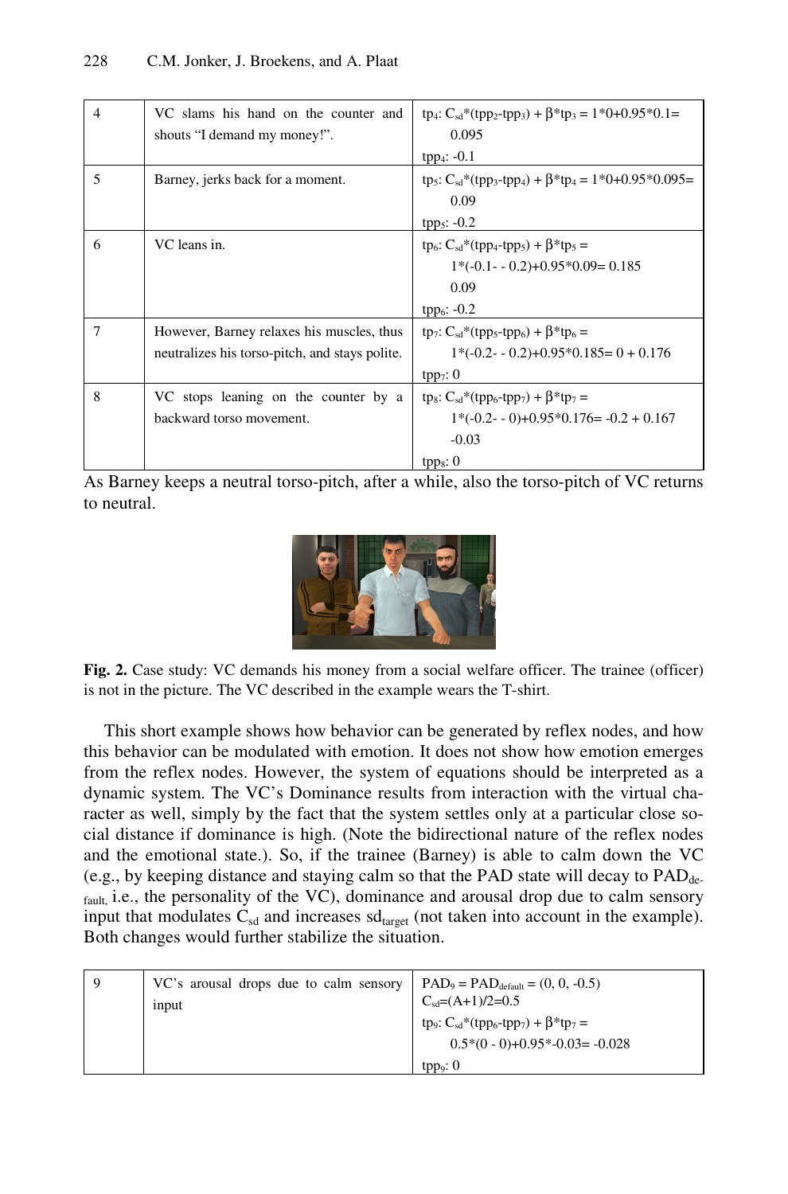| 4 | VC slams his hand on the counter and shouts "I demand my money!". | $tp_4$: $C_{sd}*(tpp_2-tpp_3) + \beta*tp_3 = 1*0+0.95*0.1=$ 0.095<br>$tpp_4$: -0.1 |
|---|---|---|
| 5 | Barney, jerks back for a moment. | $tp_5$: $C_{sd}*(tpp_3-tpp_4) + \beta*tp_4 = 1*0+0.95*0.095=$ 0.09<br>$tpp_5$: -0.2 |
| 6 | VC leans in. | $tp_6$: $C_{sd}*(tpp_4-tpp_5) + \beta*tp_5 =$ $1*(-0.1- - 0.2)+0.95*0.09= 0.185$ 0.09<br>$tpp_6$: -0.2 |
| 7 | However, Barney relaxes his muscles, thus neutralizes his torso-pitch, and stays polite. | $tp_7$: $C_{sd}*(tpp_5-tpp_6) + \beta*tp_6 =$ $1*(-0.2- - 0.2)+0.95*0.185= 0 + 0.176$<br>$tpp_7$: 0 |
| 8 | VC stops leaning on the counter by a backward torso movement. | $tp_8$: $C_{sd}*(tpp_6-tpp_7) + \beta*tp_7 =$ $1*(-0.2- - 0)+0.95*0.176= -0.2 + 0.167$ -0.03<br>$tpp_8$: 0 |

As Barney keeps a neutral torso-pitch, after a while, also the torso-pitch of VC returns to neutral.

**Fig. 2.** Case study: VC demands his money from a social welfare officer. The trainee (officer) is not in the picture. The VC described in the example wears the T-shirt.

This short example shows how behavior can be generated by reflex nodes, and how this behavior can be modulated with emotion. It does not show how emotion emerges from the reflex nodes. However, the system of equations should be interpreted as a dynamic system. The VC's Dominance results from interaction with the virtual character as well, simply by the fact that the system settles only at a particular close social distance if dominance is high. (Note the bidirectional nature of the reflex nodes and the emotional state.). So, if the trainee (Barney) is able to calm down the VC (e.g., by keeping distance and staying calm so that the PAD state will decay to $PAD_{default}$, i.e., the personality of the VC), dominance and arousal drop due to calm sensory input that modulates $C_{sd}$ and increases $sd_{target}$ (not taken into account in the example). Both changes would further stabilize the situation.

| 9 | VC's arousal drops due to calm sensory input | $PAD_9 = PAD_{default} = (0, 0, -0.5)$<br>$C_{sd}=(A+1)/2=0.5$<br>$tp_9$: $C_{sd}*(tpp_6-tpp_7) + \beta*tp_7 =$ $0.5*(0 - 0)+0.95*-0.03= -0.028$<br>$tpp_9$: 0 |
|---|---|---|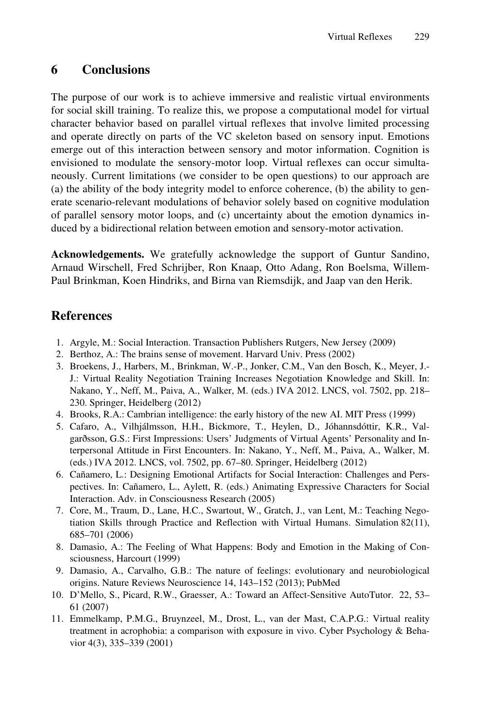## 6 Conclusions

The purpose of our work is to achieve immersive and realistic virtual environments for social skill training. To realize this, we propose a computational model for virtual character behavior based on parallel virtual reflexes that involve limited processing and operate directly on parts of the VC skeleton based on sensory input. Emotions emerge out of this interaction between sensory and motor information. Cognition is envisioned to modulate the sensory-motor loop. Virtual reflexes can occur simultaneously. Current limitations (we consider to be open questions) to our approach are (a) the ability of the body integrity model to enforce coherence, (b) the ability to generate scenario-relevant modulations of behavior solely based on cognitive modulation of parallel sensory motor loops, and (c) uncertainty about the emotion dynamics induced by a bidirectional relation between emotion and sensory-motor activation.

**Acknowledgements.** We gratefully acknowledge the support of Guntur Sandino, Arnaud Wirschell, Fred Schrijber, Ron Knaap, Otto Adang, Ron Boelsma, Willem-Paul Brinkman, Koen Hindriks, and Birna van Riemsdijk, and Jaap van den Herik.

## References

1. Argyle, M.: Social Interaction. Transaction Publishers Rutgers, New Jersey (2009)
2. Berthoz, A.: The brains sense of movement. Harvard Univ. Press (2002)
3. Broekens, J., Harbers, M., Brinkman, W.-P., Jonker, C.M., Van den Bosch, K., Meyer, J.-J.: Virtual Reality Negotiation Training Increases Negotiation Knowledge and Skill. In: Nakano, Y., Neff, M., Paiva, A., Walker, M. (eds.) IVA 2012. LNCS, vol. 7502, pp. 218–230. Springer, Heidelberg (2012)
4. Brooks, R.A.: Cambrian intelligence: the early history of the new AI. MIT Press (1999)
5. Cafaro, A., Vilhjálmsson, H.H., Bickmore, T., Heylen, D., Jóhannsdóttir, K.R., Valgarðsson, G.S.: First Impressions: Users' Judgments of Virtual Agents' Personality and Interpersonal Attitude in First Encounters. In: Nakano, Y., Neff, M., Paiva, A., Walker, M. (eds.) IVA 2012. LNCS, vol. 7502, pp. 67–80. Springer, Heidelberg (2012)
6. Cañamero, L.: Designing Emotional Artifacts for Social Interaction: Challenges and Perspectives. In: Cañamero, L., Aylett, R. (eds.) Animating Expressive Characters for Social Interaction. Adv. in Consciousness Research (2005)
7. Core, M., Traum, D., Lane, H.C., Swartout, W., Gratch, J., van Lent, M.: Teaching Negotiation Skills through Practice and Reflection with Virtual Humans. Simulation 82(11), 685–701 (2006)
8. Damasio, A.: The Feeling of What Happens: Body and Emotion in the Making of Consciousness, Harcourt (1999)
9. Damasio, A., Carvalho, G.B.: The nature of feelings: evolutionary and neurobiological origins. Nature Reviews Neuroscience 14, 143–152 (2013); PubMed
10. D'Mello, S., Picard, R.W., Graesser, A.: Toward an Affect-Sensitive AutoTutor. 22, 53–61 (2007)
11. Emmelkamp, P.M.G., Bruynzeel, M., Drost, L., van der Mast, C.A.P.G.: Virtual reality treatment in acrophobia: a comparison with exposure in vivo. Cyber Psychology & Behavior 4(3), 335–339 (2001)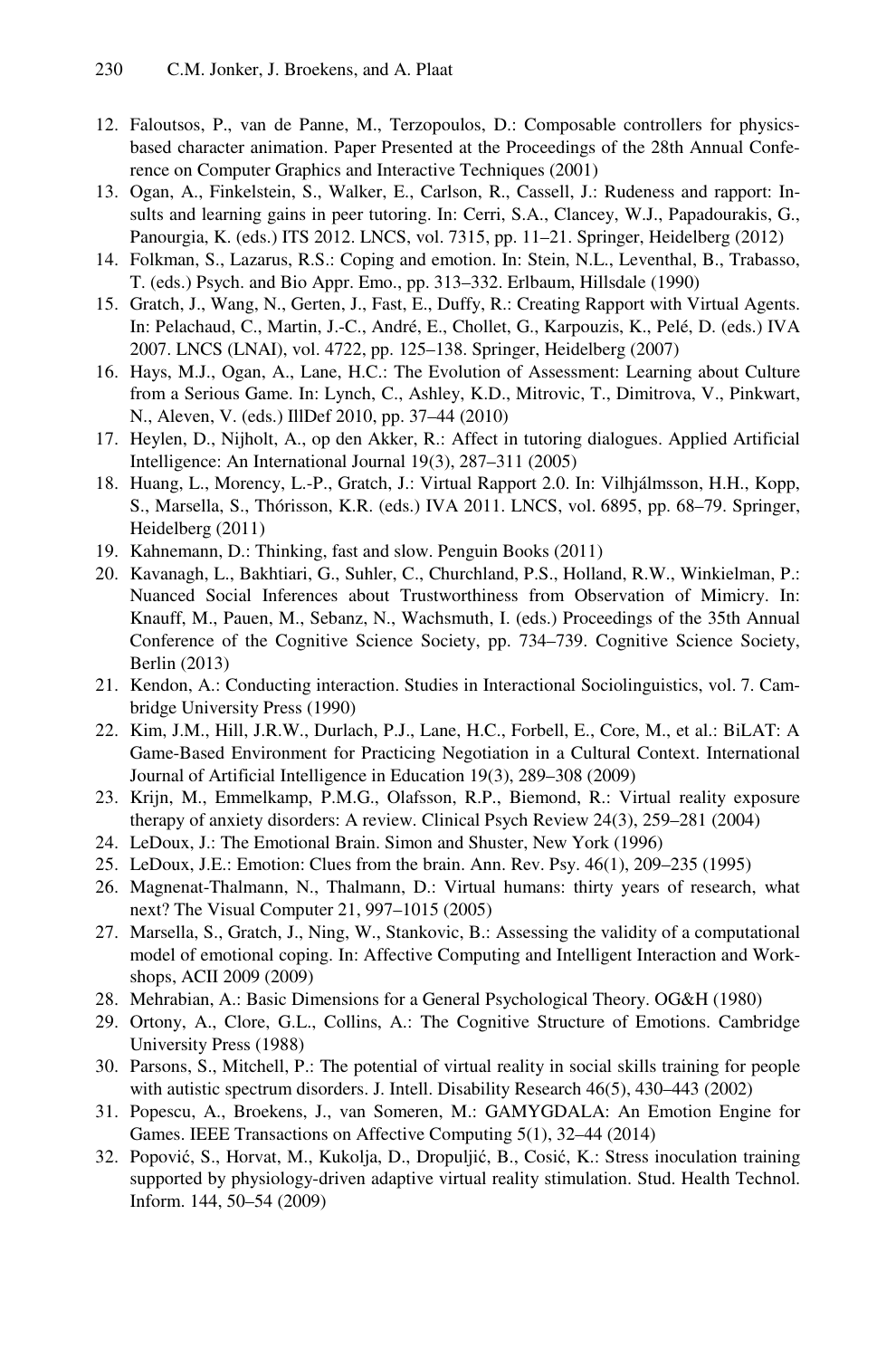12. Faloutsos, P., van de Panne, M., Terzopoulos, D.: Composable controllers for physics-based character animation. Paper Presented at the Proceedings of the 28th Annual Conference on Computer Graphics and Interactive Techniques (2001)
13. Ogan, A., Finkelstein, S., Walker, E., Carlson, R., Cassell, J.: Rudeness and rapport: Insults and learning gains in peer tutoring. In: Cerri, S.A., Clancey, W.J., Papadourakis, G., Panourgia, K. (eds.) ITS 2012. LNCS, vol. 7315, pp. 11–21. Springer, Heidelberg (2012)
14. Folkman, S., Lazarus, R.S.: Coping and emotion. In: Stein, N.L., Leventhal, B., Trabasso, T. (eds.) Psych. and Bio Appr. Emo., pp. 313–332. Erlbaum, Hillsdale (1990)
15. Gratch, J., Wang, N., Gerten, J., Fast, E., Duffy, R.: Creating Rapport with Virtual Agents. In: Pelachaud, C., Martin, J.-C., André, E., Chollet, G., Karpouzis, K., Pelé, D. (eds.) IVA 2007. LNCS (LNAI), vol. 4722, pp. 125–138. Springer, Heidelberg (2007)
16. Hays, M.J., Ogan, A., Lane, H.C.: The Evolution of Assessment: Learning about Culture from a Serious Game. In: Lynch, C., Ashley, K.D., Mitrovic, T., Dimitrova, V., Pinkwart, N., Aleven, V. (eds.) IllDef 2010, pp. 37–44 (2010)
17. Heylen, D., Nijholt, A., op den Akker, R.: Affect in tutoring dialogues. Applied Artificial Intelligence: An International Journal 19(3), 287–311 (2005)
18. Huang, L., Morency, L.-P., Gratch, J.: Virtual Rapport 2.0. In: Vilhjálmsson, H.H., Kopp, S., Marsella, S., Thórisson, K.R. (eds.) IVA 2011. LNCS, vol. 6895, pp. 68–79. Springer, Heidelberg (2011)
19. Kahnemann, D.: Thinking, fast and slow. Penguin Books (2011)
20. Kavanagh, L., Bakhtiari, G., Suhler, C., Churchland, P.S., Holland, R.W., Winkielman, P.: Nuanced Social Inferences about Trustworthiness from Observation of Mimicry. In: Knauff, M., Pauen, M., Sebanz, N., Wachsmuth, I. (eds.) Proceedings of the 35th Annual Conference of the Cognitive Science Society, pp. 734–739. Cognitive Science Society, Berlin (2013)
21. Kendon, A.: Conducting interaction. Studies in Interactional Sociolinguistics, vol. 7. Cambridge University Press (1990)
22. Kim, J.M., Hill, J.R.W., Durlach, P.J., Lane, H.C., Forbell, E., Core, M., et al.: BiLAT: A Game-Based Environment for Practicing Negotiation in a Cultural Context. International Journal of Artificial Intelligence in Education 19(3), 289–308 (2009)
23. Krijn, M., Emmelkamp, P.M.G., Olafsson, R.P., Biemond, R.: Virtual reality exposure therapy of anxiety disorders: A review. Clinical Psych Review 24(3), 259–281 (2004)
24. LeDoux, J.: The Emotional Brain. Simon and Shuster, New York (1996)
25. LeDoux, J.E.: Emotion: Clues from the brain. Ann. Rev. Psy. 46(1), 209–235 (1995)
26. Magnenat-Thalmann, N., Thalmann, D.: Virtual humans: thirty years of research, what next? The Visual Computer 21, 997–1015 (2005)
27. Marsella, S., Gratch, J., Ning, W., Stankovic, B.: Assessing the validity of a computational model of emotional coping. In: Affective Computing and Intelligent Interaction and Workshops, ACII 2009 (2009)
28. Mehrabian, A.: Basic Dimensions for a General Psychological Theory. OG&H (1980)
29. Ortony, A., Clore, G.L., Collins, A.: The Cognitive Structure of Emotions. Cambridge University Press (1988)
30. Parsons, S., Mitchell, P.: The potential of virtual reality in social skills training for people with autistic spectrum disorders. J. Intell. Disability Research 46(5), 430–443 (2002)
31. Popescu, A., Broekens, J., van Someren, M.: GAMYGDALA: An Emotion Engine for Games. IEEE Transactions on Affective Computing 5(1), 32–44 (2014)
32. Popović, S., Horvat, M., Kukolja, D., Dropuljić, B., Cosić, K.: Stress inoculation training supported by physiology-driven adaptive virtual reality stimulation. Stud. Health Technol. Inform. 144, 50–54 (2009)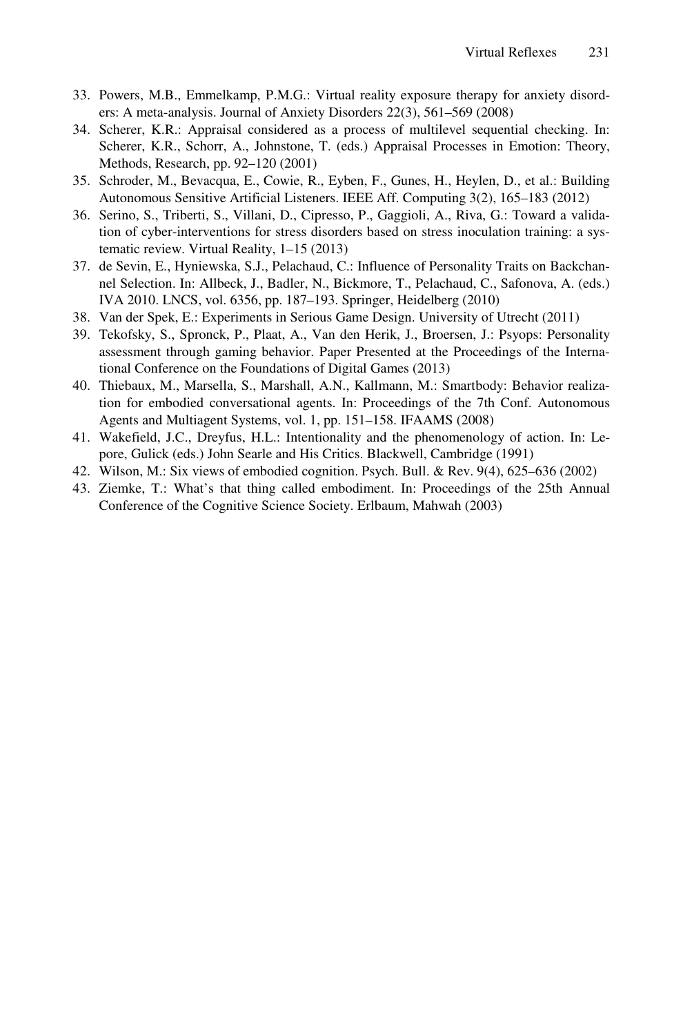33. Powers, M.B., Emmelkamp, P.M.G.: Virtual reality exposure therapy for anxiety disorders: A meta-analysis. Journal of Anxiety Disorders 22(3), 561–569 (2008)
34. Scherer, K.R.: Appraisal considered as a process of multilevel sequential checking. In: Scherer, K.R., Schorr, A., Johnstone, T. (eds.) Appraisal Processes in Emotion: Theory, Methods, Research, pp. 92–120 (2001)
35. Schroder, M., Bevacqua, E., Cowie, R., Eyben, F., Gunes, H., Heylen, D., et al.: Building Autonomous Sensitive Artificial Listeners. IEEE Aff. Computing 3(2), 165–183 (2012)
36. Serino, S., Triberti, S., Villani, D., Cipresso, P., Gaggioli, A., Riva, G.: Toward a validation of cyber-interventions for stress disorders based on stress inoculation training: a systematic review. Virtual Reality, 1–15 (2013)
37. de Sevin, E., Hyniewska, S.J., Pelachaud, C.: Influence of Personality Traits on Backchannel Selection. In: Allbeck, J., Badler, N., Bickmore, T., Pelachaud, C., Safonova, A. (eds.) IVA 2010. LNCS, vol. 6356, pp. 187–193. Springer, Heidelberg (2010)
38. Van der Spek, E.: Experiments in Serious Game Design. University of Utrecht (2011)
39. Tekofsky, S., Spronck, P., Plaat, A., Van den Herik, J., Broersen, J.: Psyops: Personality assessment through gaming behavior. Paper Presented at the Proceedings of the International Conference on the Foundations of Digital Games (2013)
40. Thiebaux, M., Marsella, S., Marshall, A.N., Kallmann, M.: Smartbody: Behavior realization for embodied conversational agents. In: Proceedings of the 7th Conf. Autonomous Agents and Multiagent Systems, vol. 1, pp. 151–158. IFAAMS (2008)
41. Wakefield, J.C., Dreyfus, H.L.: Intentionality and the phenomenology of action. In: Lepore, Gulick (eds.) John Searle and His Critics. Blackwell, Cambridge (1991)
42. Wilson, M.: Six views of embodied cognition. Psych. Bull. & Rev. 9(4), 625–636 (2002)
43. Ziemke, T.: What's that thing called embodiment. In: Proceedings of the 25th Annual Conference of the Cognitive Science Society. Erlbaum, Mahwah (2003)